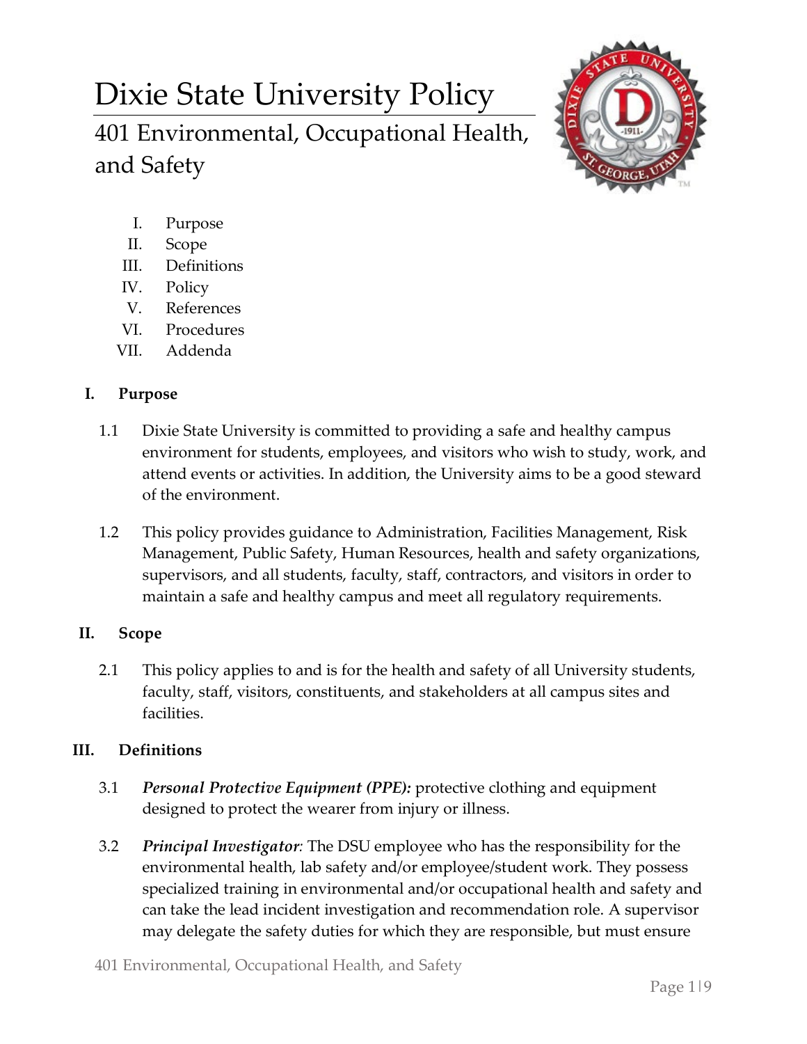# Dixie State University Policy

## 401 Environmental, Occupational Health, and Safety

I. Purpose
II. Scope
III. Definitions
IV. Policy
V. References
VI. Procedures
VII. Addenda

### I. Purpose

1.1 Dixie State University is committed to providing a safe and healthy campus environment for students, employees, and visitors who wish to study, work, and attend events or activities. In addition, the University aims to be a good steward of the environment.

1.2 This policy provides guidance to Administration, Facilities Management, Risk Management, Public Safety, Human Resources, health and safety organizations, supervisors, and all students, faculty, staff, contractors, and visitors in order to maintain a safe and healthy campus and meet all regulatory requirements.

### II. Scope

2.1 This policy applies to and is for the health and safety of all University students, faculty, staff, visitors, constituents, and stakeholders at all campus sites and facilities.

### III. Definitions

3.1 ***Personal Protective Equipment (PPE):*** protective clothing and equipment designed to protect the wearer from injury or illness.

3.2 ***Principal Investigator***: The DSU employee who has the responsibility for the environmental health, lab safety and/or employee/student work. They possess specialized training in environmental and/or occupational health and safety and can take the lead incident investigation and recommendation role. A supervisor may delegate the safety duties for which they are responsible, but must ensure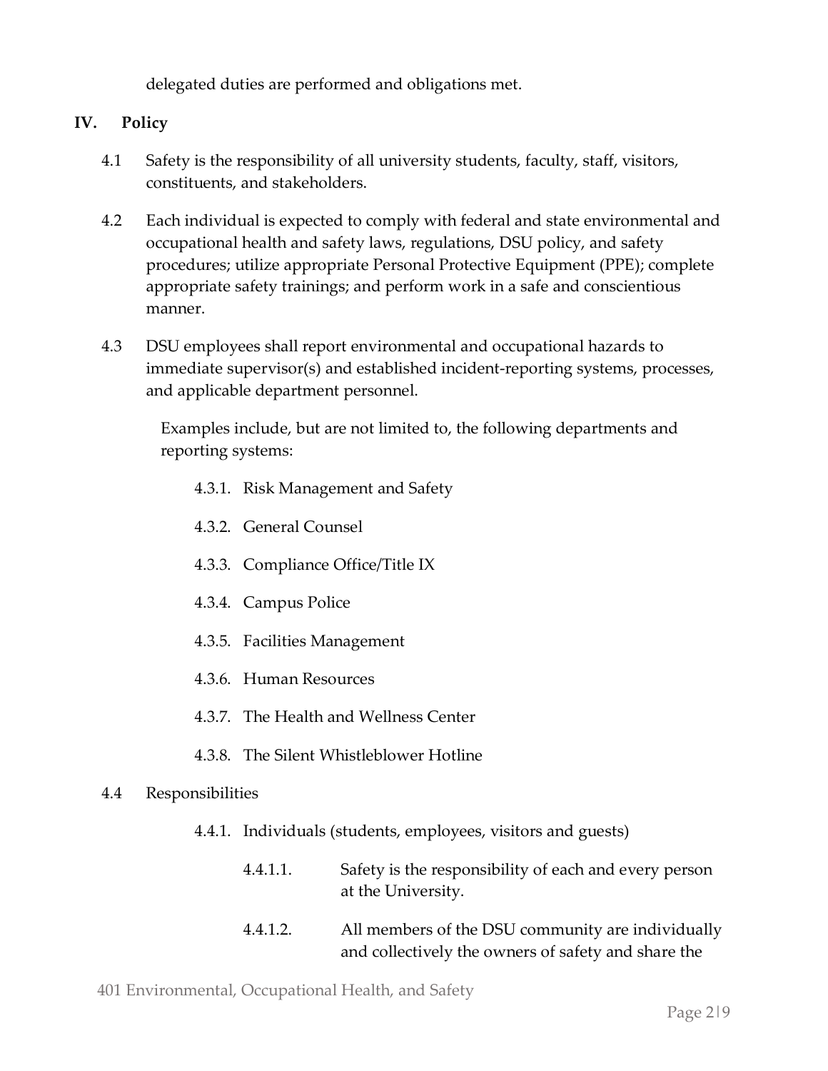delegated duties are performed and obligations met.

## IV. Policy

4.1 Safety is the responsibility of all university students, faculty, staff, visitors, constituents, and stakeholders.

4.2 Each individual is expected to comply with federal and state environmental and occupational health and safety laws, regulations, DSU policy, and safety procedures; utilize appropriate Personal Protective Equipment (PPE); complete appropriate safety trainings; and perform work in a safe and conscientious manner.

4.3 DSU employees shall report environmental and occupational hazards to immediate supervisor(s) and established incident-reporting systems, processes, and applicable department personnel.

Examples include, but are not limited to, the following departments and reporting systems:

- 4.3.1. Risk Management and Safety
- 4.3.2. General Counsel
- 4.3.3. Compliance Office/Title IX
- 4.3.4. Campus Police
- 4.3.5. Facilities Management
- 4.3.6. Human Resources
- 4.3.7. The Health and Wellness Center
- 4.3.8. The Silent Whistleblower Hotline

4.4 Responsibilities

- 4.4.1. Individuals (students, employees, visitors and guests)
  - 4.4.1.1. Safety is the responsibility of each and every person at the University.
  - 4.4.1.2. All members of the DSU community are individually and collectively the owners of safety and share the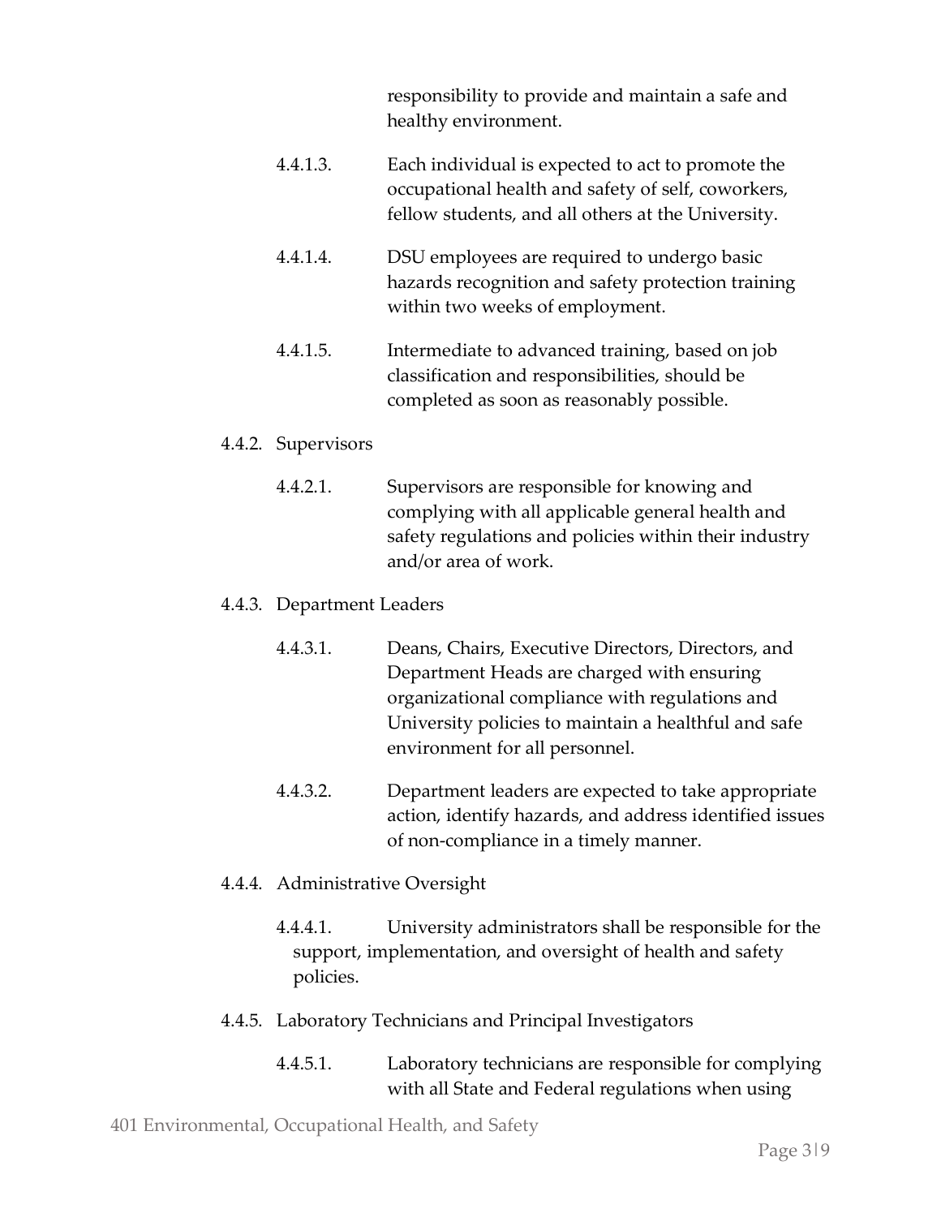responsibility to provide and maintain a safe and healthy environment.

4.4.1.3. Each individual is expected to act to promote the occupational health and safety of self, coworkers, fellow students, and all others at the University.

4.4.1.4. DSU employees are required to undergo basic hazards recognition and safety protection training within two weeks of employment.

4.4.1.5. Intermediate to advanced training, based on job classification and responsibilities, should be completed as soon as reasonably possible.

4.4.2. Supervisors

4.4.2.1. Supervisors are responsible for knowing and complying with all applicable general health and safety regulations and policies within their industry and/or area of work.

4.4.3. Department Leaders

4.4.3.1. Deans, Chairs, Executive Directors, Directors, and Department Heads are charged with ensuring organizational compliance with regulations and University policies to maintain a healthful and safe environment for all personnel.

4.4.3.2. Department leaders are expected to take appropriate action, identify hazards, and address identified issues of non-compliance in a timely manner.

4.4.4. Administrative Oversight

4.4.4.1. University administrators shall be responsible for the support, implementation, and oversight of health and safety policies.

4.4.5. Laboratory Technicians and Principal Investigators

4.4.5.1. Laboratory technicians are responsible for complying with all State and Federal regulations when using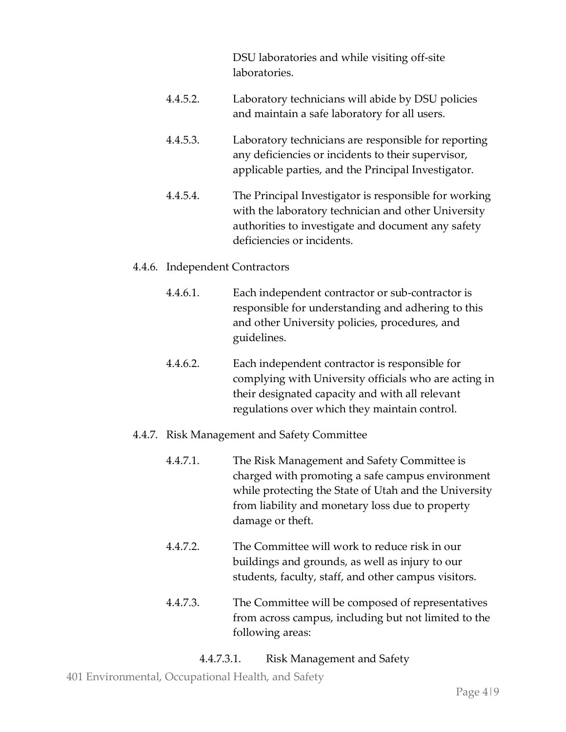DSU laboratories and while visiting off-site laboratories.

4.4.5.2. Laboratory technicians will abide by DSU policies and maintain a safe laboratory for all users.

4.4.5.3. Laboratory technicians are responsible for reporting any deficiencies or incidents to their supervisor, applicable parties, and the Principal Investigator.

4.4.5.4. The Principal Investigator is responsible for working with the laboratory technician and other University authorities to investigate and document any safety deficiencies or incidents.

4.4.6. Independent Contractors

4.4.6.1. Each independent contractor or sub-contractor is responsible for understanding and adhering to this and other University policies, procedures, and guidelines.

4.4.6.2. Each independent contractor is responsible for complying with University officials who are acting in their designated capacity and with all relevant regulations over which they maintain control.

4.4.7. Risk Management and Safety Committee

4.4.7.1. The Risk Management and Safety Committee is charged with promoting a safe campus environment while protecting the State of Utah and the University from liability and monetary loss due to property damage or theft.

4.4.7.2. The Committee will work to reduce risk in our buildings and grounds, as well as injury to our students, faculty, staff, and other campus visitors.

4.4.7.3. The Committee will be composed of representatives from across campus, including but not limited to the following areas:

4.4.7.3.1. Risk Management and Safety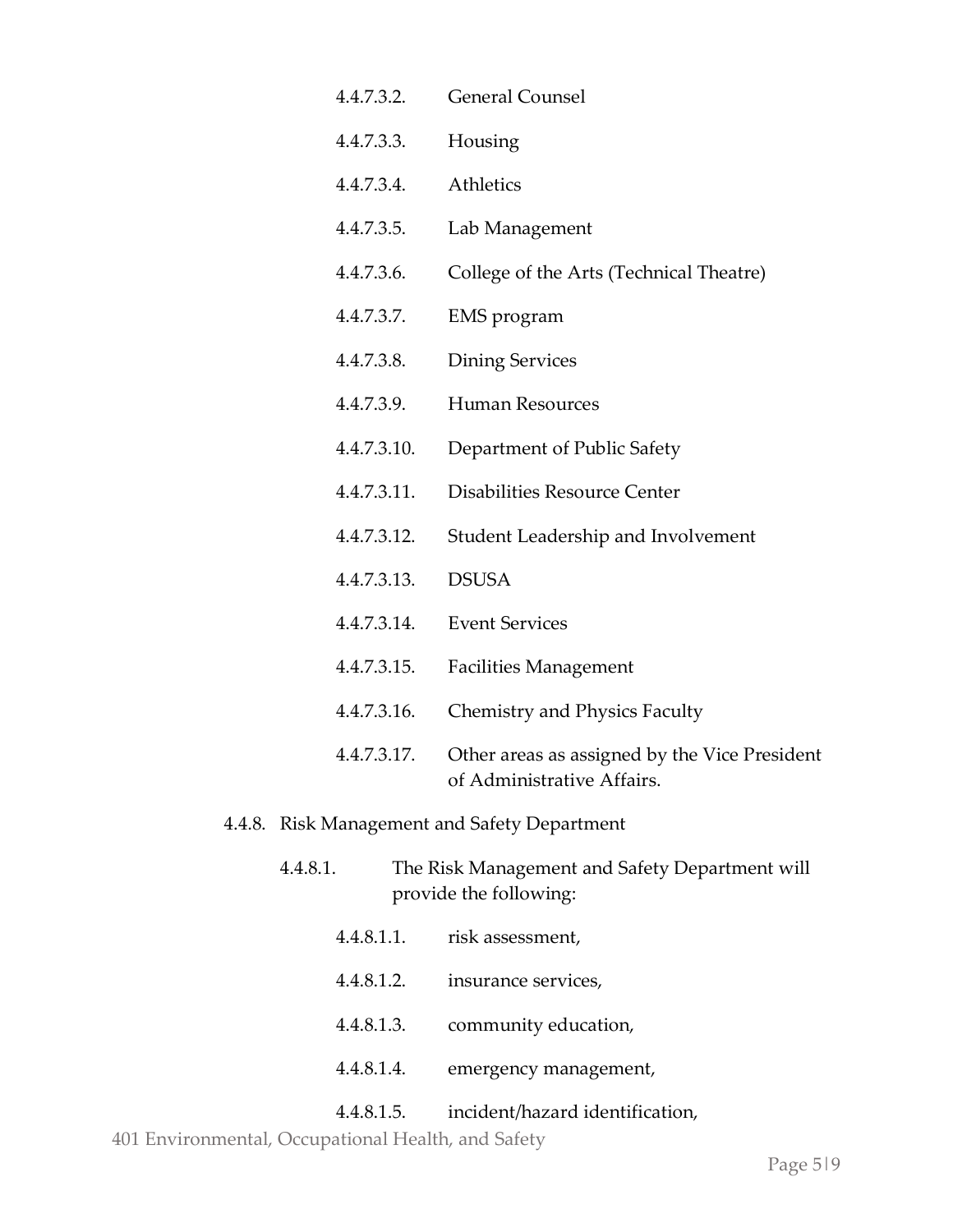4.4.7.3.2. General Counsel

4.4.7.3.3. Housing

4.4.7.3.4. Athletics

4.4.7.3.5. Lab Management

4.4.7.3.6. College of the Arts (Technical Theatre)

4.4.7.3.7. EMS program

4.4.7.3.8. Dining Services

4.4.7.3.9. Human Resources

4.4.7.3.10. Department of Public Safety

4.4.7.3.11. Disabilities Resource Center

4.4.7.3.12. Student Leadership and Involvement

4.4.7.3.13. DSUSA

4.4.7.3.14. Event Services

4.4.7.3.15. Facilities Management

4.4.7.3.16. Chemistry and Physics Faculty

4.4.7.3.17. Other areas as assigned by the Vice President of Administrative Affairs.

4.4.8. Risk Management and Safety Department

4.4.8.1. The Risk Management and Safety Department will provide the following:

4.4.8.1.1. risk assessment,

4.4.8.1.2. insurance services,

4.4.8.1.3. community education,

4.4.8.1.4. emergency management,

4.4.8.1.5. incident/hazard identification,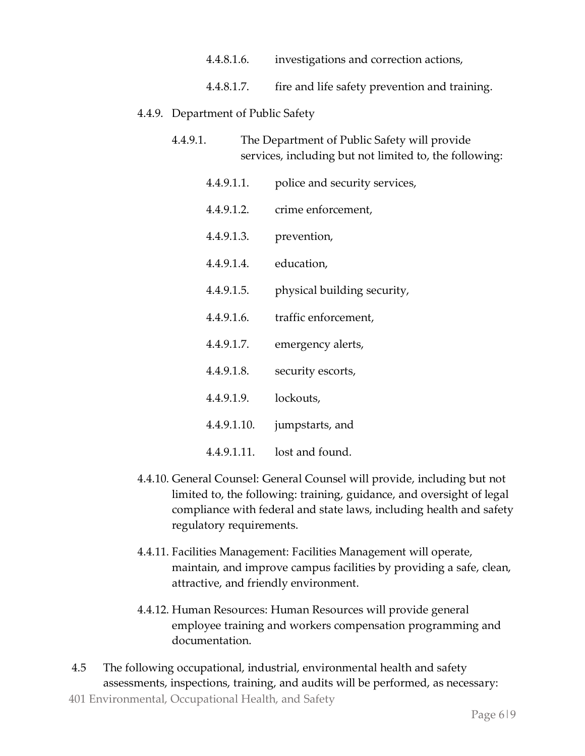4.4.8.1.6. investigations and correction actions,

4.4.8.1.7. fire and life safety prevention and training.

4.4.9. Department of Public Safety

4.4.9.1. The Department of Public Safety will provide services, including but not limited to, the following:

4.4.9.1.1. police and security services,

4.4.9.1.2. crime enforcement,

4.4.9.1.3. prevention,

4.4.9.1.4. education,

4.4.9.1.5. physical building security,

4.4.9.1.6. traffic enforcement,

4.4.9.1.7. emergency alerts,

4.4.9.1.8. security escorts,

4.4.9.1.9. lockouts,

4.4.9.1.10. jumpstarts, and

4.4.9.1.11. lost and found.

4.4.10. General Counsel: General Counsel will provide, including but not limited to, the following: training, guidance, and oversight of legal compliance with federal and state laws, including health and safety regulatory requirements.

4.4.11. Facilities Management: Facilities Management will operate, maintain, and improve campus facilities by providing a safe, clean, attractive, and friendly environment.

4.4.12. Human Resources: Human Resources will provide general employee training and workers compensation programming and documentation.

4.5 The following occupational, industrial, environmental health and safety assessments, inspections, training, and audits will be performed, as necessary: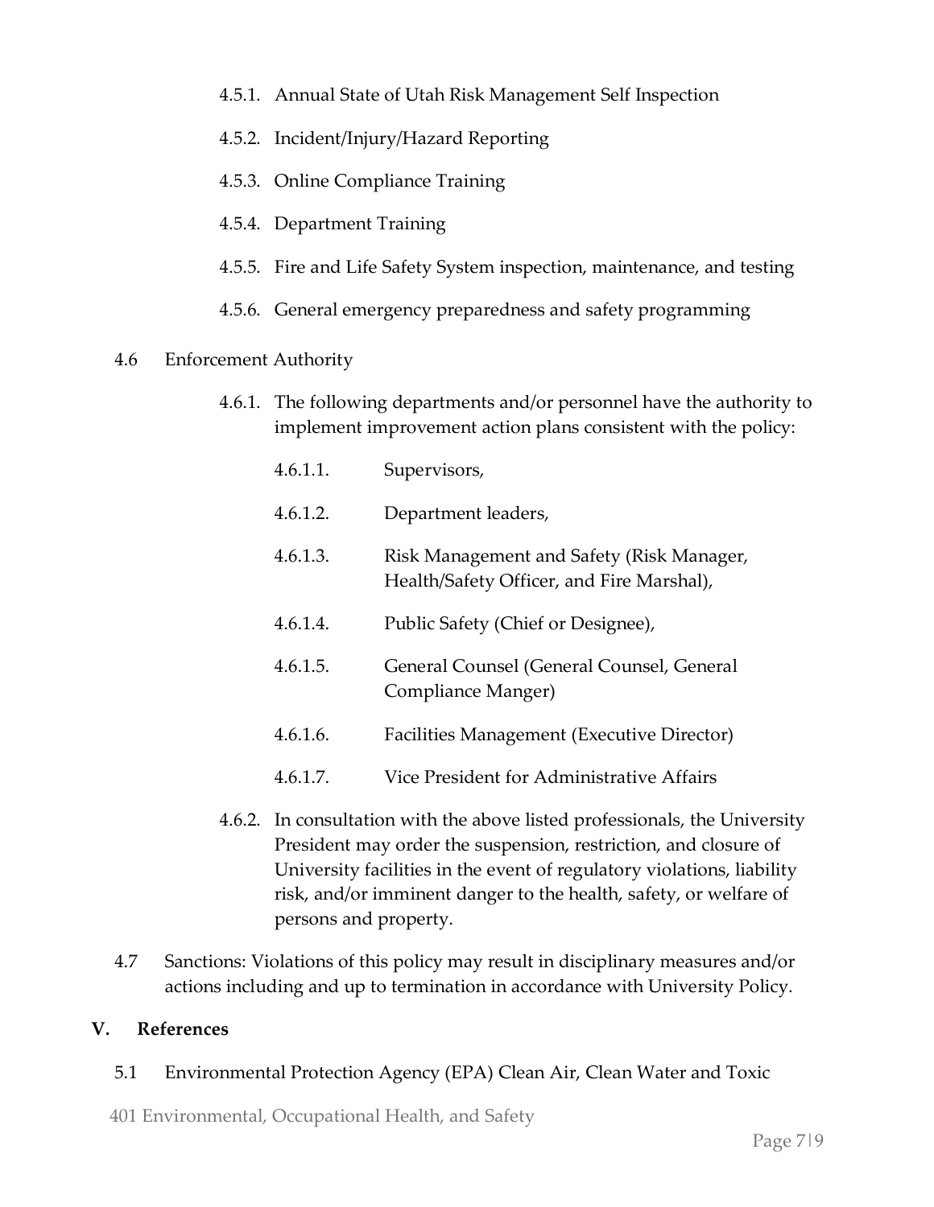4.5.1. Annual State of Utah Risk Management Self Inspection

4.5.2. Incident/Injury/Hazard Reporting

4.5.3. Online Compliance Training

4.5.4. Department Training

4.5.5. Fire and Life Safety System inspection, maintenance, and testing

4.5.6. General emergency preparedness and safety programming

4.6 Enforcement Authority

4.6.1. The following departments and/or personnel have the authority to implement improvement action plans consistent with the policy:

4.6.1.1. Supervisors,

4.6.1.2. Department leaders,

4.6.1.3. Risk Management and Safety (Risk Manager, Health/Safety Officer, and Fire Marshal),

4.6.1.4. Public Safety (Chief or Designee),

4.6.1.5. General Counsel (General Counsel, General Compliance Manger)

4.6.1.6. Facilities Management (Executive Director)

4.6.1.7. Vice President for Administrative Affairs

4.6.2. In consultation with the above listed professionals, the University President may order the suspension, restriction, and closure of University facilities in the event of regulatory violations, liability risk, and/or imminent danger to the health, safety, or welfare of persons and property.

4.7 Sanctions: Violations of this policy may result in disciplinary measures and/or actions including and up to termination in accordance with University Policy.

## V. References

5.1 Environmental Protection Agency (EPA) Clean Air, Clean Water and Toxic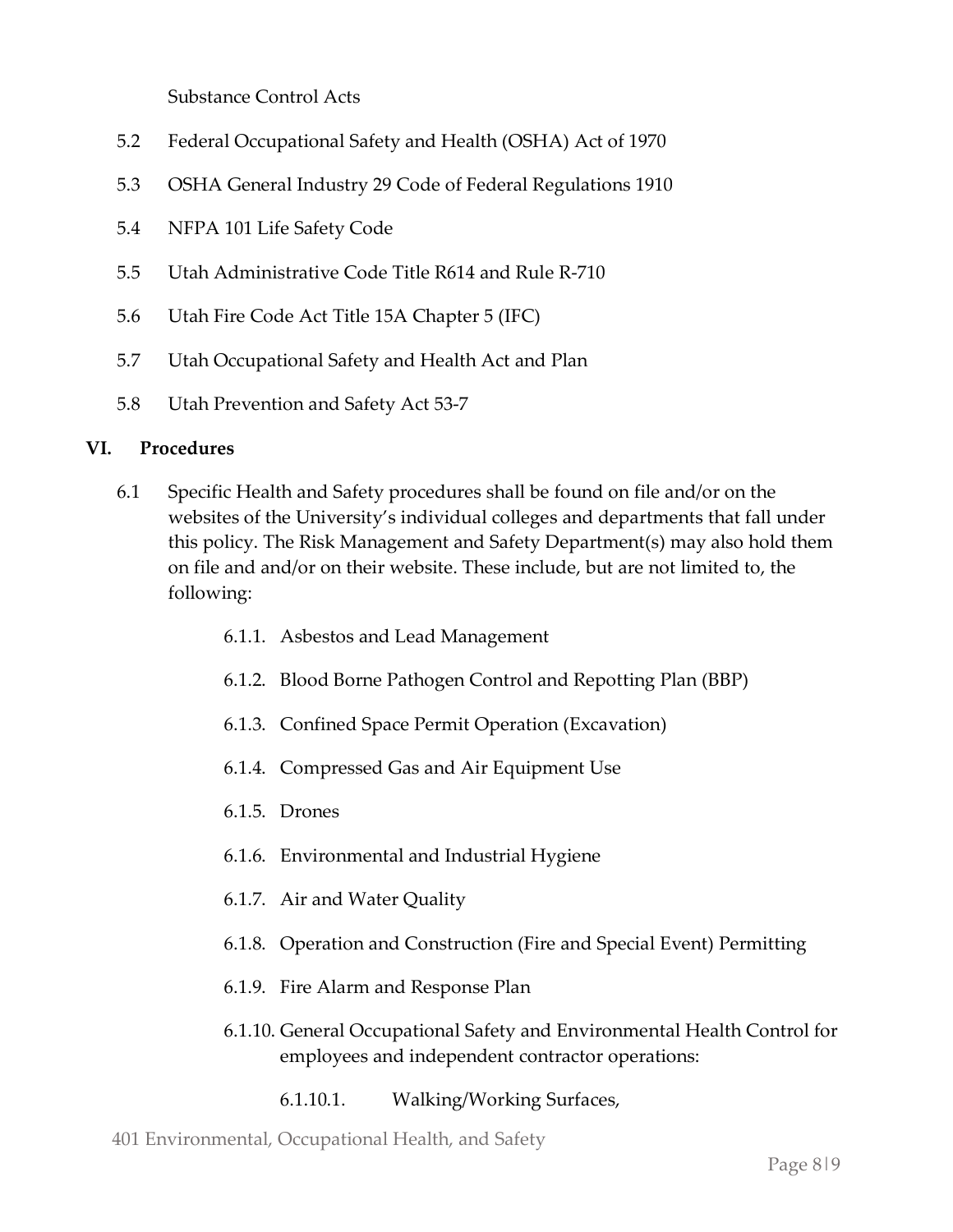Substance Control Acts

5.2 Federal Occupational Safety and Health (OSHA) Act of 1970

5.3 OSHA General Industry 29 Code of Federal Regulations 1910

5.4 NFPA 101 Life Safety Code

5.5 Utah Administrative Code Title R614 and Rule R-710

5.6 Utah Fire Code Act Title 15A Chapter 5 (IFC)

5.7 Utah Occupational Safety and Health Act and Plan

5.8 Utah Prevention and Safety Act 53-7

## VI. Procedures

6.1 Specific Health and Safety procedures shall be found on file and/or on the websites of the University's individual colleges and departments that fall under this policy. The Risk Management and Safety Department(s) may also hold them on file and and/or on their website. These include, but are not limited to, the following:

- 6.1.1. Asbestos and Lead Management
- 6.1.2. Blood Borne Pathogen Control and Repotting Plan (BBP)
- 6.1.3. Confined Space Permit Operation (Excavation)
- 6.1.4. Compressed Gas and Air Equipment Use
- 6.1.5. Drones
- 6.1.6. Environmental and Industrial Hygiene
- 6.1.7. Air and Water Quality
- 6.1.8. Operation and Construction (Fire and Special Event) Permitting
- 6.1.9. Fire Alarm and Response Plan
- 6.1.10. General Occupational Safety and Environmental Health Control for employees and independent contractor operations:
  - 6.1.10.1. Walking/Working Surfaces,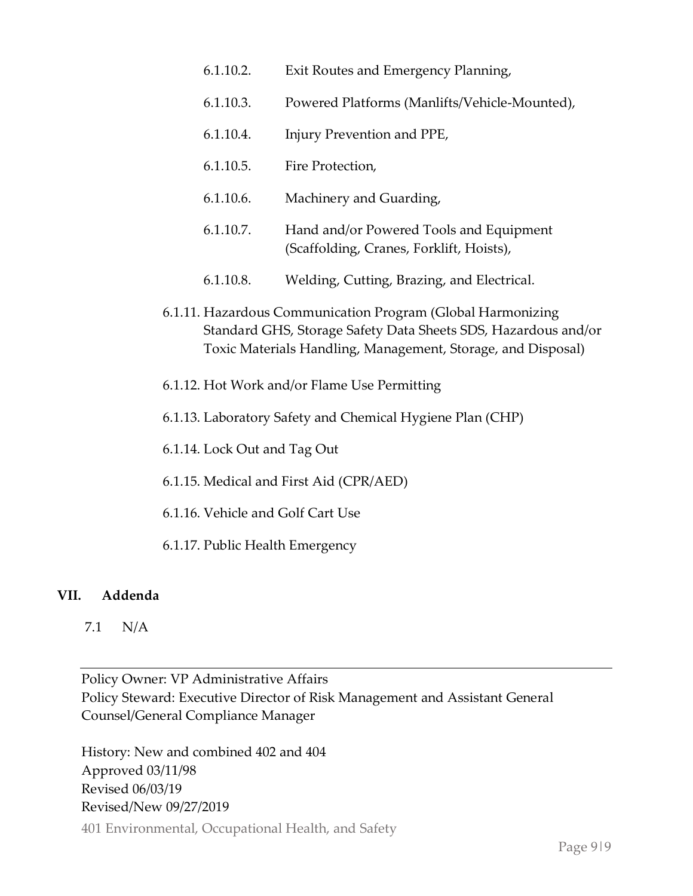6.1.10.2. Exit Routes and Emergency Planning,

6.1.10.3. Powered Platforms (Manlifts/Vehicle-Mounted),

6.1.10.4. Injury Prevention and PPE,

6.1.10.5. Fire Protection,

6.1.10.6. Machinery and Guarding,

6.1.10.7. Hand and/or Powered Tools and Equipment (Scaffolding, Cranes, Forklift, Hoists),

6.1.10.8. Welding, Cutting, Brazing, and Electrical.

6.1.11. Hazardous Communication Program (Global Harmonizing Standard GHS, Storage Safety Data Sheets SDS, Hazardous and/or Toxic Materials Handling, Management, Storage, and Disposal)

6.1.12. Hot Work and/or Flame Use Permitting

6.1.13. Laboratory Safety and Chemical Hygiene Plan (CHP)

6.1.14. Lock Out and Tag Out

6.1.15. Medical and First Aid (CPR/AED)

6.1.16. Vehicle and Golf Cart Use

6.1.17. Public Health Emergency

## VII. Addenda

7.1 N/A

---

Policy Owner: VP Administrative Affairs
Policy Steward: Executive Director of Risk Management and Assistant General Counsel/General Compliance Manager

History: New and combined 402 and 404
Approved 03/11/98
Revised 06/03/19
Revised/New 09/27/2019